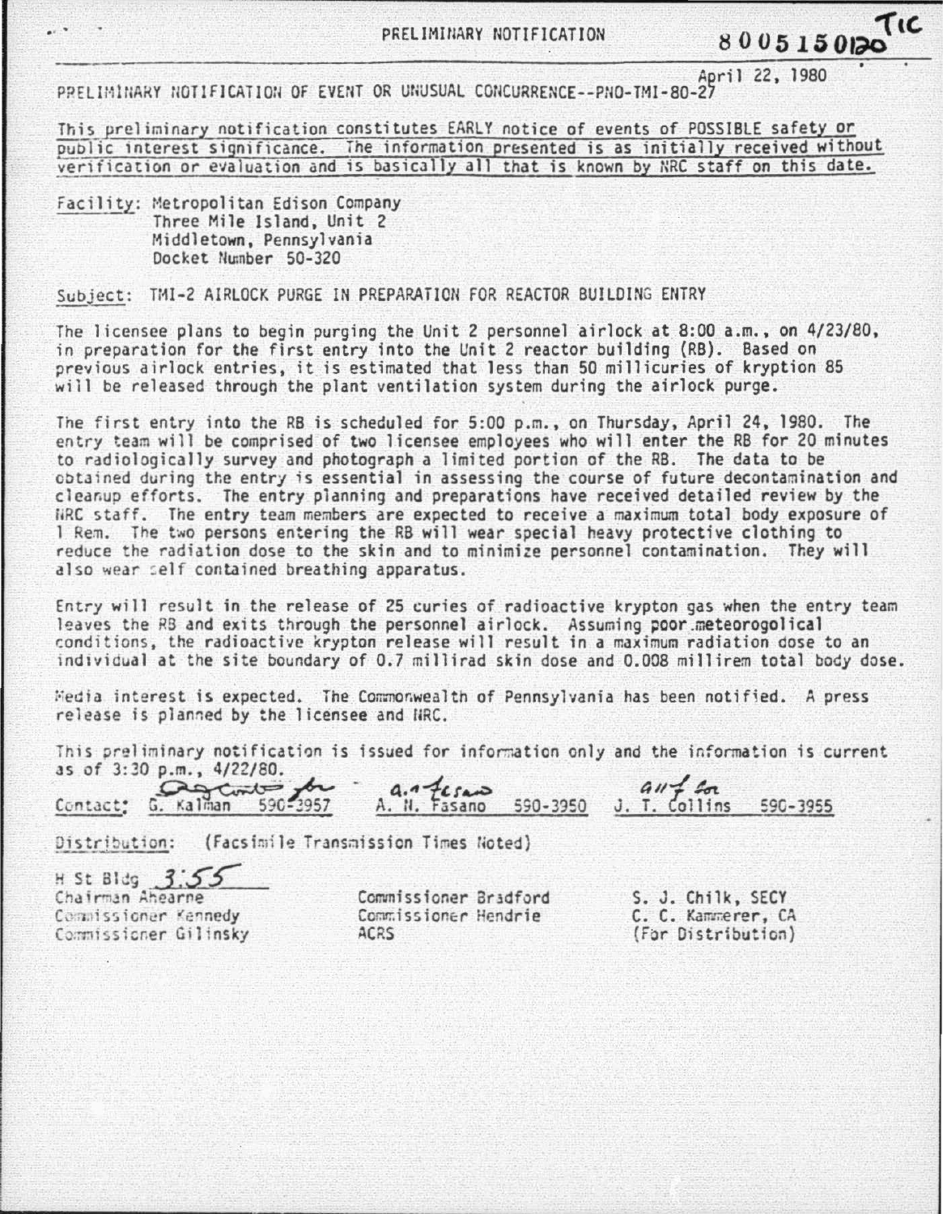PRELIMINARY NOTIFICATION

8005150120 TIC

April 22, 1980

PRELIMINARY NOTIFICATION OF EVENT OR UNUSUAL CONCURRENCE--PNO-TMI-80-27

This preliminary notification constitutes EARLY notice of events of POSSIBLE safety or public interest significance. The information presented is as initially received without verification or evaluation and is basically all that is known by NRC staff on this date.

Facility: Metropolitan Edison Company
Three Mile Island, Unit 2
Middletown, Pennsylvania
Docket Number 50-320

Subject: TMI-2 AIRLOCK PURGE IN PREPARATION FOR REACTOR BUILDING ENTRY

The licensee plans to begin purging the Unit 2 personnel airlock at 8:00 a.m., on 4/23/80, in preparation for the first entry into the Unit 2 reactor building (RB). Based on previous airlock entries, it is estimated that less than 50 millicuries of kryption 85 will be released through the plant ventilation system during the airlock purge.

The first entry into the RB is scheduled for 5:00 p.m., on Thursday, April 24, 1980. The entry team will be comprised of two licensee employees who will enter the RB for 20 minutes to radiologically survey and photograph a limited portion of the RB. The data to be obtained during the entry is essential in assessing the course of future decontamination and cleanup efforts. The entry planning and preparations have received detailed review by the NRC staff. The entry team members are expected to receive a maximum total body exposure of 1 Rem. The two persons entering the RB will wear special heavy protective clothing to reduce the radiation dose to the skin and to minimize personnel contamination. They will also wear self contained breathing apparatus.

Entry will result in the release of 25 curies of radioactive krypton gas when the entry team leaves the RB and exits through the personnel airlock. Assuming poor meteorogolical conditions, the radioactive krypton release will result in a maximum radiation dose to an individual at the site boundary of 0.7 millirad skin dose and 0.008 millirem total body dose.

Media interest is expected. The Commonwealth of Pennsylvania has been notified. A press release is planned by the licensee and NRC.

This preliminary notification is issued for information only and the information is current as of 3:30 p.m., 4/22/80.

Contact: G. Kalman 590-3957 A. N. Fasano 590-3950 J. T. Collins 590-3955

Distribution: (Facsimile Transmission Times Noted)

H St Bldg 3:55

| | | |
|---|---|---|
| Chairman Ahearne | Commissioner Bradford | S. J. Chilk, SECY |
| Commissioner Kennedy | Commissioner Hendrie | C. C. Kammerer, CA |
| Commissioner Gilinsky | ACRS | (For Distribution) |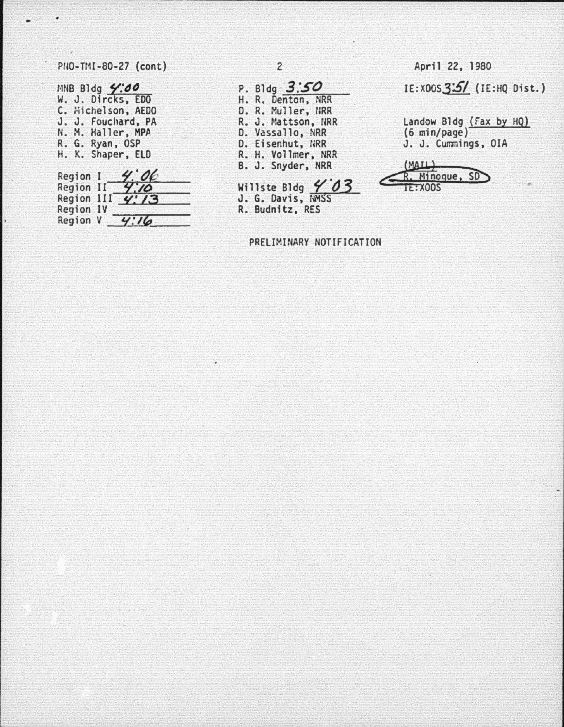PNO-TMI-80-27 (cont)

April 22, 1980

MNB Bldg 4:00
W. J. Dircks, EDO
C. Michelson, AEDO
J. J. Fouchard, PA
N. M. Haller, MPA
R. G. Ryan, OSP
H. K. Shaper, ELD

Region I 4:06
Region II 4:10
Region III 4:13
Region IV
Region V 4:16

P. Bldg 3:50
H. R. Denton, NRR
D. R. Muller, NRR
R. J. Mattson, NRR
D. Vassallo, NRR
D. Eisenhut, NRR
R. H. Vollmer, NRR
B. J. Snyder, NRR

Willste Bldg 4:03
J. G. Davis, NMSS
R. Budnitz, RES

IE:XOOS 3:51 (IE:HQ Dist.)

Landow Bldg (Fax by HQ)
(6 min/page)
J. J. Cummings, OIA

(MAIL)
R. Minogue, SD
IE:XOOS

PRELIMINARY NOTIFICATION